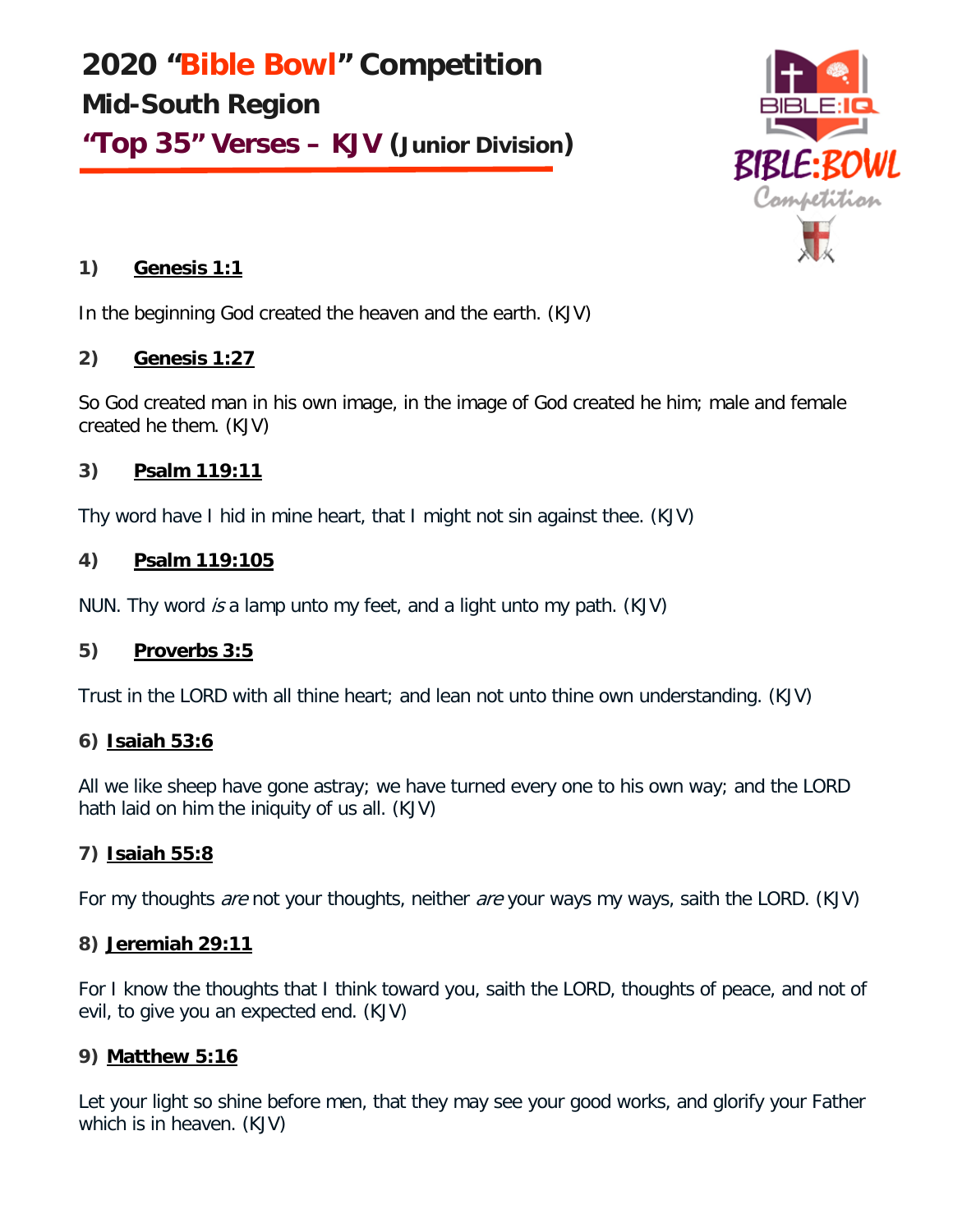# 2020 "Bible Bowl" Competition

## Mid-South Region

## "Top 35" Verses – KJV (Junior Division)

### 1) Genesis 1:1

In the beginning God created the heaven and the earth. (KJV)

### 2) Genesis 1:27

So God created man in his own image, in the image of God created he him; male and female created he them. (KJV)

### 3) Psalm 119:11

Thy word have I hid in mine heart, that I might not sin against thee. (KJV)

### 4) Psalm 119:105

NUN. Thy word *is* a lamp unto my feet, and a light unto my path. (KJV)

### 5) Proverbs 3:5

Trust in the LORD with all thine heart; and lean not unto thine own understanding. (KJV)

### 6) Isaiah 53:6

All we like sheep have gone astray; we have turned every one to his own way; and the LORD hath laid on him the iniquity of us all. (KJV)

### 7) Isaiah 55:8

For my thoughts *are* not your thoughts, neither *are* your ways my ways, saith the LORD. (KJV)

### 8) Jeremiah 29:11

For I know the thoughts that I think toward you, saith the LORD, thoughts of peace, and not of evil, to give you an expected end. (KJV)

### 9) Matthew 5:16

Let your light so shine before men, that they may see your good works, and glorify your Father which is in heaven. (KJV)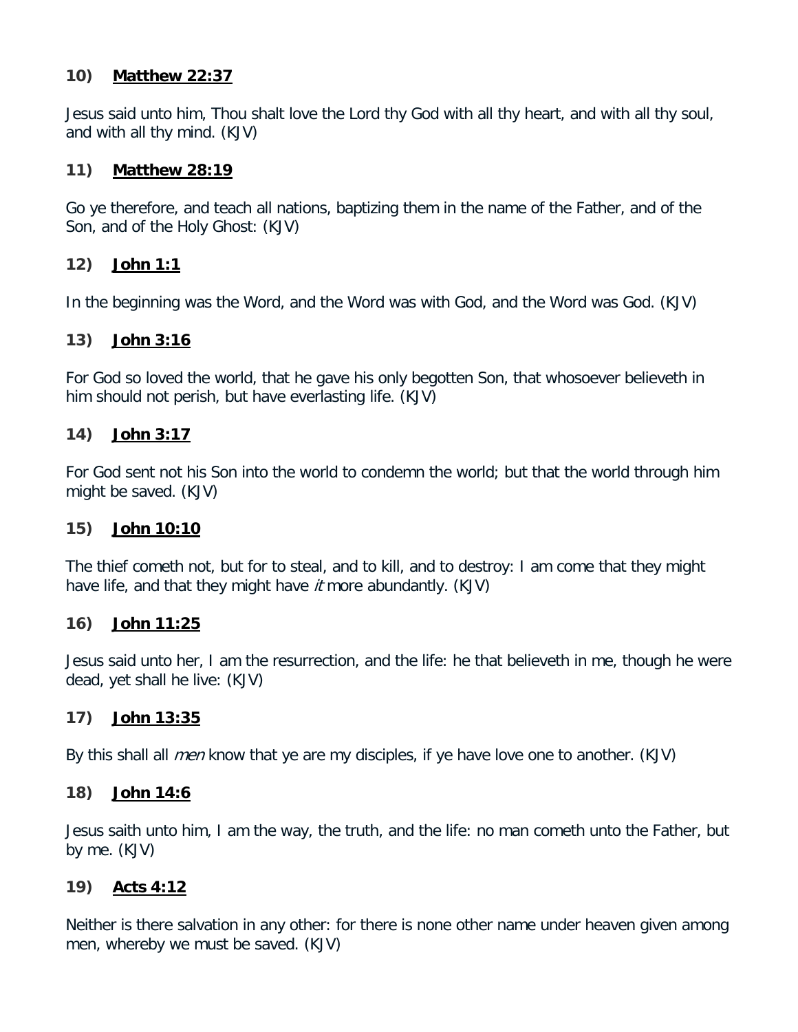**10) <u>Matthew 22:37</u>**

Jesus said unto him, Thou shalt love the Lord thy God with all thy heart, and with all thy soul, and with all thy mind. (KJV)

**11) <u>Matthew 28:19</u>**

Go ye therefore, and teach all nations, baptizing them in the name of the Father, and of the Son, and of the Holy Ghost: (KJV)

**12) <u>John 1:1</u>**

In the beginning was the Word, and the Word was with God, and the Word was God. (KJV)

**13) <u>John 3:16</u>**

For God so loved the world, that he gave his only begotten Son, that whosoever believeth in him should not perish, but have everlasting life. (KJV)

**14) <u>John 3:17</u>**

For God sent not his Son into the world to condemn the world; but that the world through him might be saved. (KJV)

**15) <u>John 10:10</u>**

The thief cometh not, but for to steal, and to kill, and to destroy: I am come that they might have life, and that they might have *it* more abundantly. (KJV)

**16) <u>John 11:25</u>**

Jesus said unto her, I am the resurrection, and the life: he that believeth in me, though he were dead, yet shall he live: (KJV)

**17) <u>John 13:35</u>**

By this shall all *men* know that ye are my disciples, if ye have love one to another. (KJV)

**18) <u>John 14:6</u>**

Jesus saith unto him, I am the way, the truth, and the life: no man cometh unto the Father, but by me. (KJV)

**19) <u>Acts 4:12</u>**

Neither is there salvation in any other: for there is none other name under heaven given among men, whereby we must be saved. (KJV)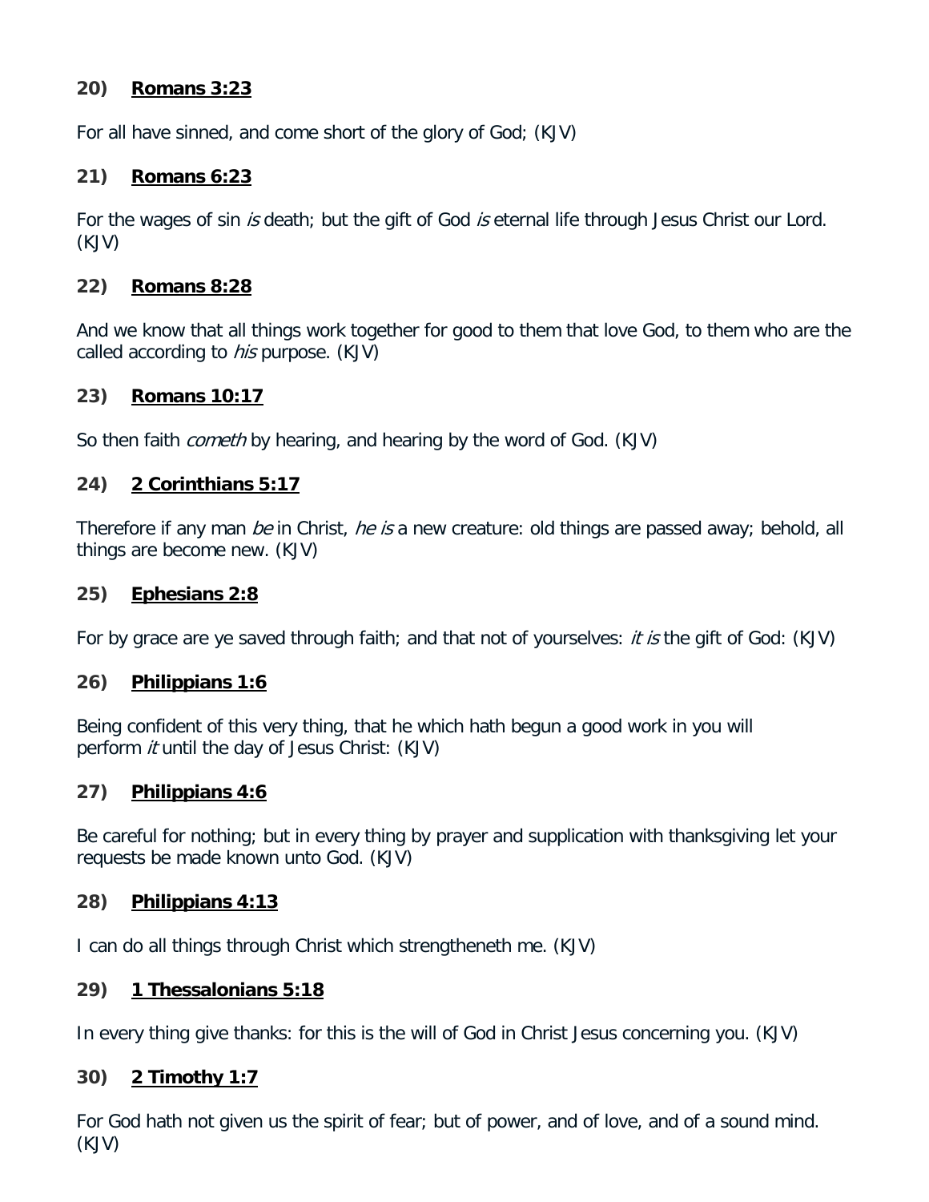**20) <u>Romans 3:23</u>**

For all have sinned, and come short of the glory of God; (KJV)

**21) <u>Romans 6:23</u>**

For the wages of sin *is* death; but the gift of God *is* eternal life through Jesus Christ our Lord. (KJV)

**22) <u>Romans 8:28</u>**

And we know that all things work together for good to them that love God, to them who are the called according to *his* purpose. (KJV)

**23) <u>Romans 10:17</u>**

So then faith *cometh* by hearing, and hearing by the word of God. (KJV)

**24) <u>2 Corinthians 5:17</u>**

Therefore if any man *be* in Christ, *he is* a new creature: old things are passed away; behold, all things are become new. (KJV)

**25) <u>Ephesians 2:8</u>**

For by grace are ye saved through faith; and that not of yourselves: *it is* the gift of God: (KJV)

**26) <u>Philippians 1:6</u>**

Being confident of this very thing, that he which hath begun a good work in you will perform *it* until the day of Jesus Christ: (KJV)

**27) <u>Philippians 4:6</u>**

Be careful for nothing; but in every thing by prayer and supplication with thanksgiving let your requests be made known unto God. (KJV)

**28) <u>Philippians 4:13</u>**

I can do all things through Christ which strengtheneth me. (KJV)

**29) <u>1 Thessalonians 5:18</u>**

In every thing give thanks: for this is the will of God in Christ Jesus concerning you. (KJV)

**30) <u>2 Timothy 1:7</u>**

For God hath not given us the spirit of fear; but of power, and of love, and of a sound mind. (KJV)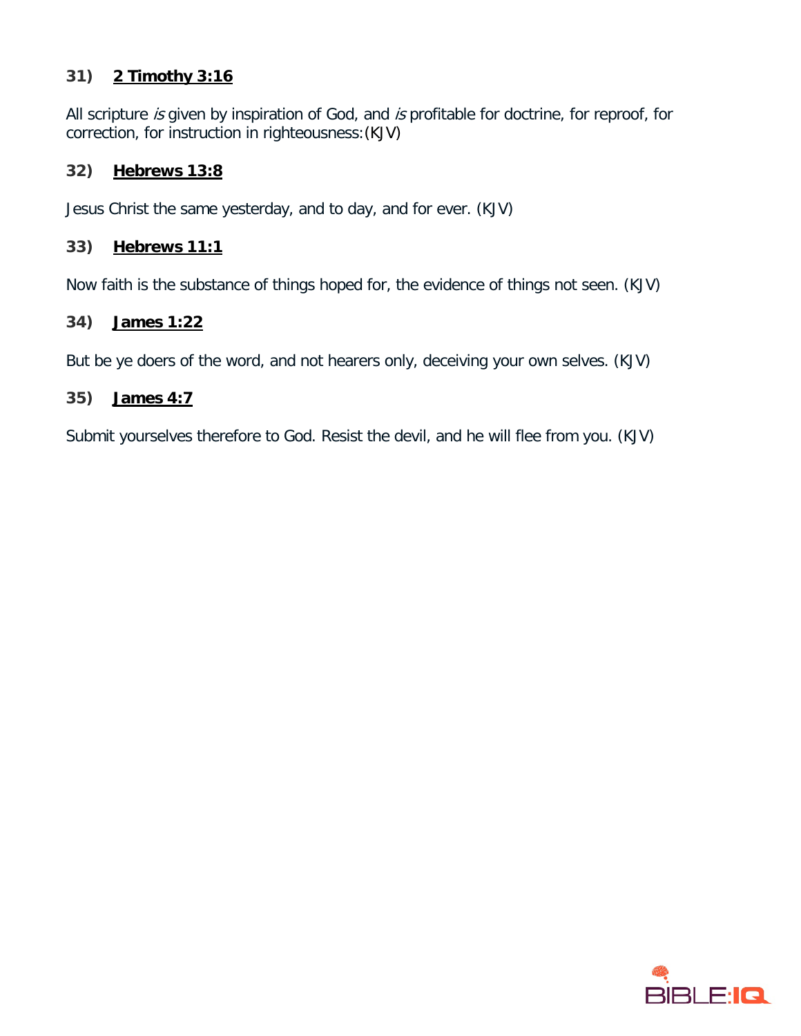**31) 2 Timothy 3:16**

All scripture *is* given by inspiration of God, and *is* profitable for doctrine, for reproof, for correction, for instruction in righteousness:(KJV)

**32) Hebrews 13:8**

Jesus Christ the same yesterday, and to day, and for ever. (KJV)

**33) Hebrews 11:1**

Now faith is the substance of things hoped for, the evidence of things not seen. (KJV)

**34) James 1:22**

But be ye doers of the word, and not hearers only, deceiving your own selves. (KJV)

**35) James 4:7**

Submit yourselves therefore to God. Resist the devil, and he will flee from you. (KJV)